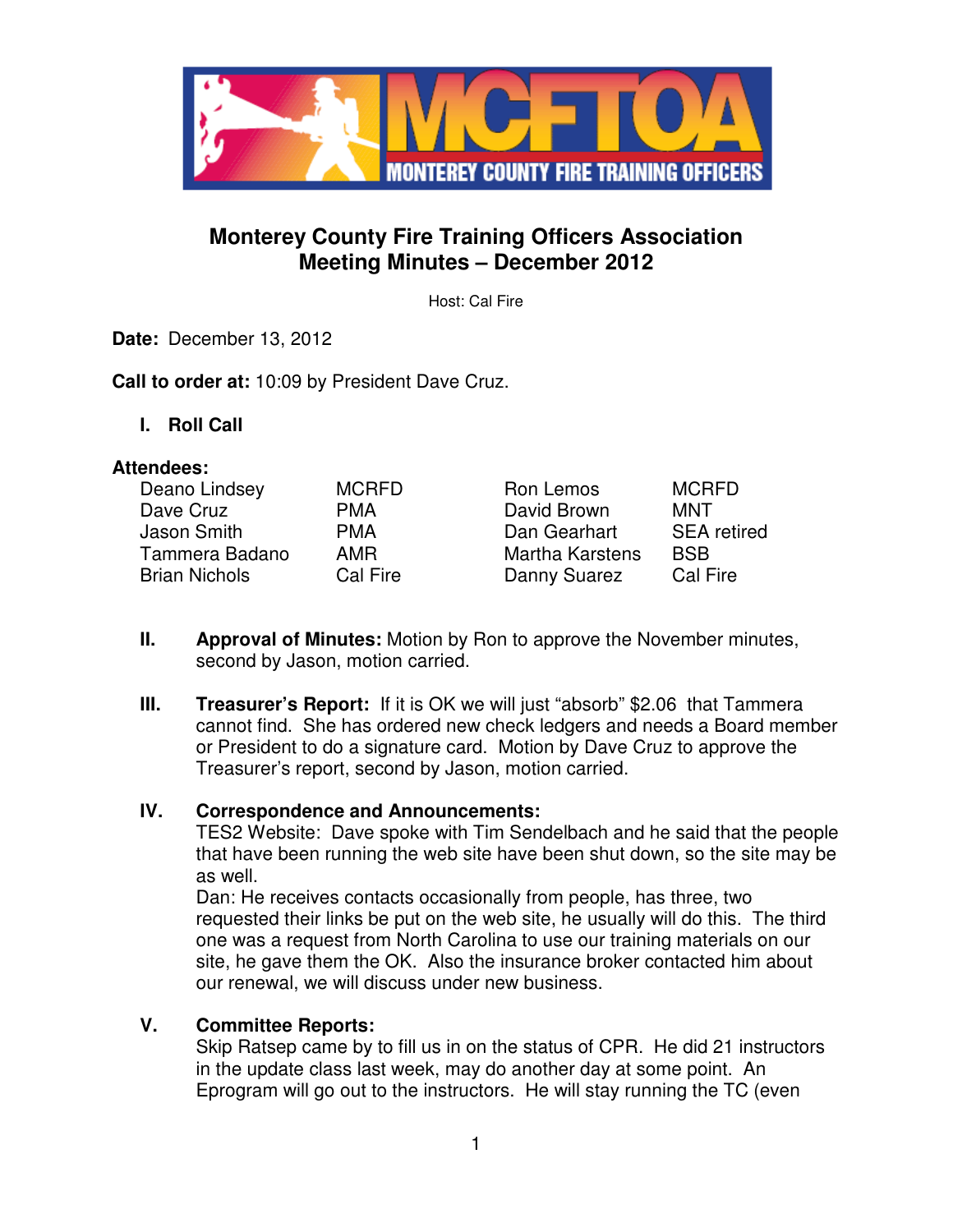# Monterey County Fire Training Officers Association
## Meeting Minutes – December 2012

Host: Cal Fire

**Date:** December 13, 2012

**Call to order at:** 10:09 by President Dave Cruz.

## I. Roll Call

**Attendees:**

| | | | |
|---|---|---|---|
| Deano Lindsey | MCRFD | Ron Lemos | MCRFD |
| Dave Cruz | PMA | David Brown | MNT |
| Jason Smith | PMA | Dan Gearhart | SEA retired |
| Tammera Badano | AMR | Martha Karstens | BSB |
| Brian Nichols | Cal Fire | Danny Suarez | Cal Fire |

**II. Approval of Minutes:** Motion by Ron to approve the November minutes, second by Jason, motion carried.

**III. Treasurer's Report:** If it is OK we will just "absorb" $2.06 that Tammera cannot find. She has ordered new check ledgers and needs a Board member or President to do a signature card. Motion by Dave Cruz to approve the Treasurer's report, second by Jason, motion carried.

**IV. Correspondence and Announcements:**
TES2 Website: Dave spoke with Tim Sendelbach and he said that the people that have been running the web site have been shut down, so the site may be as well.
Dan: He receives contacts occasionally from people, has three, two requested their links be put on the web site, he usually will do this. The third one was a request from North Carolina to use our training materials on our site, he gave them the OK. Also the insurance broker contacted him about our renewal, we will discuss under new business.

**V. Committee Reports:**
Skip Ratsep came by to fill us in on the status of CPR. He did 21 instructors in the update class last week, may do another day at some point. An Eprogram will go out to the instructors. He will stay running the TC (even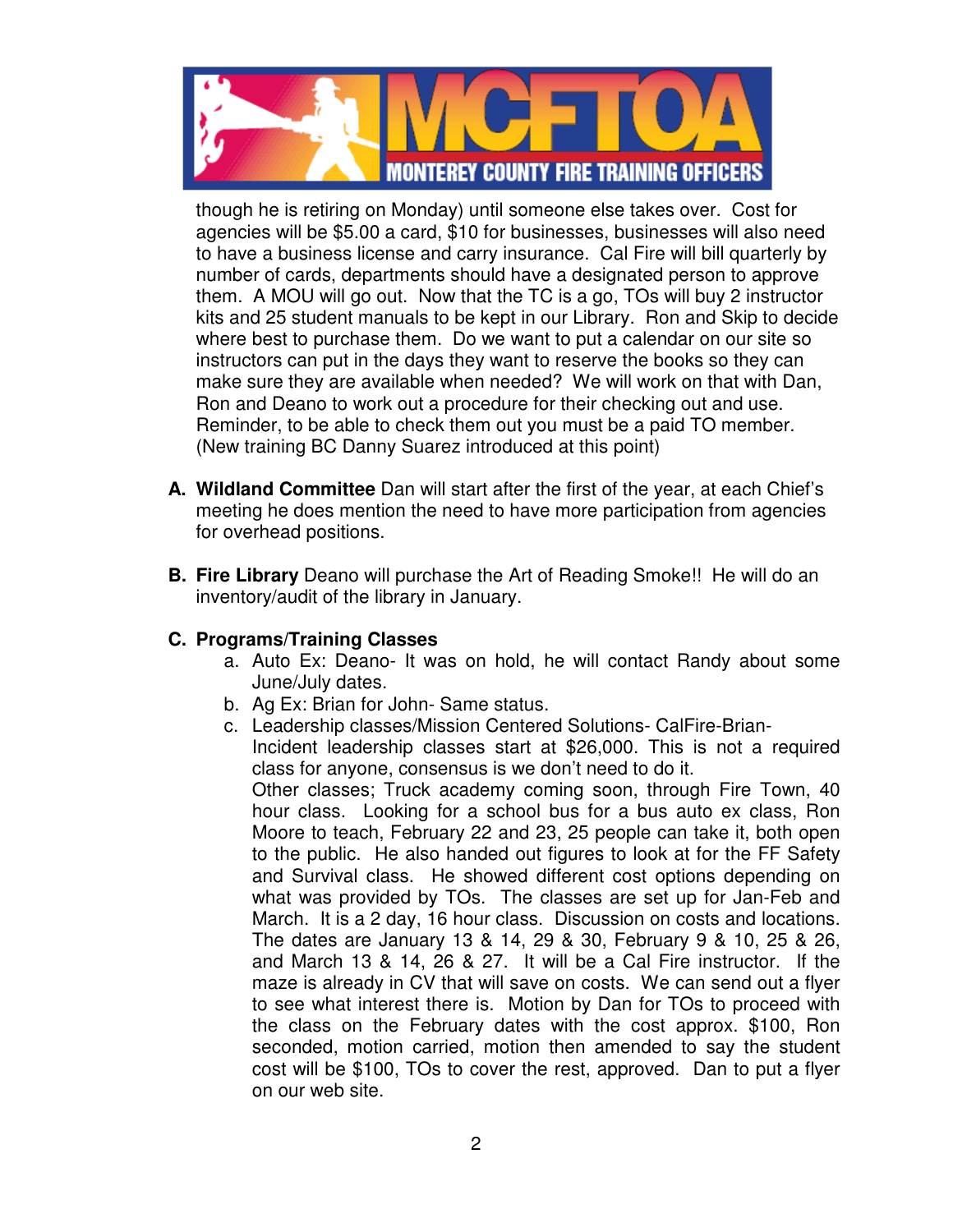though he is retiring on Monday) until someone else takes over. Cost for agencies will be $5.00 a card, $10 for businesses, businesses will also need to have a business license and carry insurance. Cal Fire will bill quarterly by number of cards, departments should have a designated person to approve them. A MOU will go out. Now that the TC is a go, TOs will buy 2 instructor kits and 25 student manuals to be kept in our Library. Ron and Skip to decide where best to purchase them. Do we want to put a calendar on our site so instructors can put in the days they want to reserve the books so they can make sure they are available when needed? We will work on that with Dan, Ron and Deano to work out a procedure for their checking out and use. Reminder, to be able to check them out you must be a paid TO member. (New training BC Danny Suarez introduced at this point)

**A. Wildland Committee** Dan will start after the first of the year, at each Chief's meeting he does mention the need to have more participation from agencies for overhead positions.

**B. Fire Library** Deano will purchase the Art of Reading Smoke!! He will do an inventory/audit of the library in January.

**C. Programs/Training Classes**

a. Auto Ex: Deano- It was on hold, he will contact Randy about some June/July dates.

b. Ag Ex: Brian for John- Same status.

c. Leadership classes/Mission Centered Solutions- CalFire-Brian-
Incident leadership classes start at $26,000. This is not a required class for anyone, consensus is we don't need to do it.
Other classes; Truck academy coming soon, through Fire Town, 40 hour class. Looking for a school bus for a bus auto ex class, Ron Moore to teach, February 22 and 23, 25 people can take it, both open to the public. He also handed out figures to look at for the FF Safety and Survival class. He showed different cost options depending on what was provided by TOs. The classes are set up for Jan-Feb and March. It is a 2 day, 16 hour class. Discussion on costs and locations. The dates are January 13 & 14, 29 & 30, February 9 & 10, 25 & 26, and March 13 & 14, 26 & 27. It will be a Cal Fire instructor. If the maze is already in CV that will save on costs. We can send out a flyer to see what interest there is. Motion by Dan for TOs to proceed with the class on the February dates with the cost approx. $100, Ron seconded, motion carried, motion then amended to say the student cost will be $100, TOs to cover the rest, approved. Dan to put a flyer on our web site.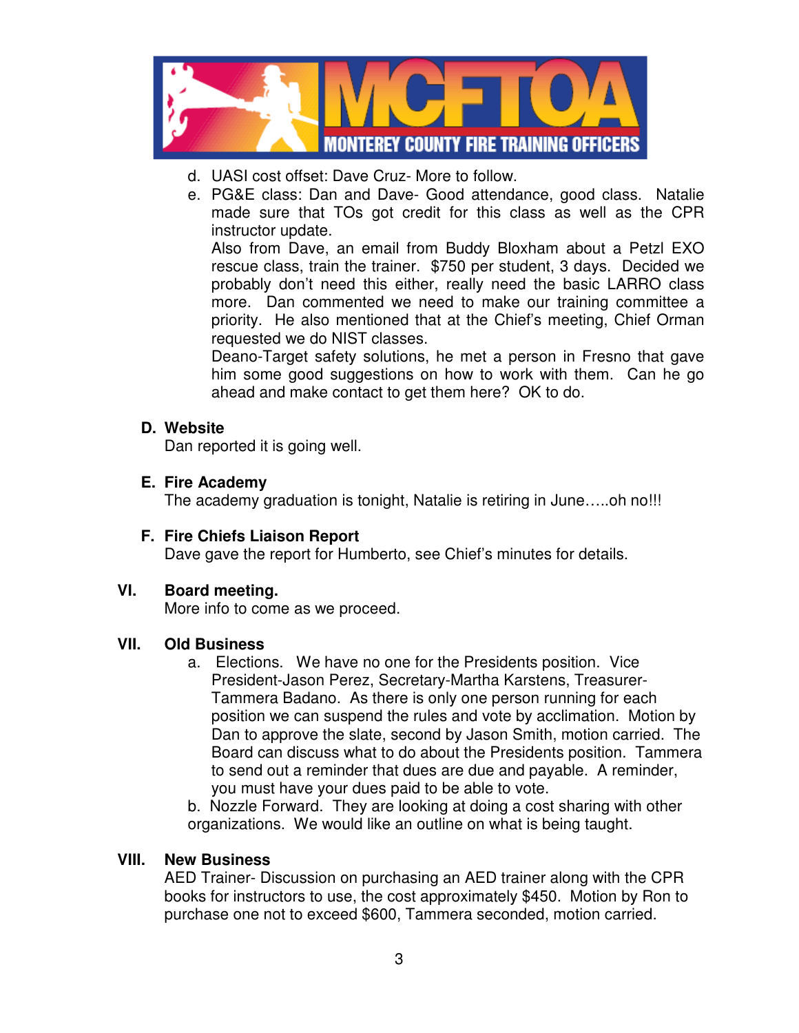d. UASI cost offset: Dave Cruz- More to follow.

e. PG&E class: Dan and Dave- Good attendance, good class. Natalie made sure that TOs got credit for this class as well as the CPR instructor update.

   Also from Dave, an email from Buddy Bloxham about a Petzl EXO rescue class, train the trainer. $750 per student, 3 days. Decided we probably don't need this either, really need the basic LARRO class more. Dan commented we need to make our training committee a priority. He also mentioned that at the Chief's meeting, Chief Orman requested we do NIST classes.

   Deano-Target safety solutions, he met a person in Fresno that gave him some good suggestions on how to work with them. Can he go ahead and make contact to get them here? OK to do.

### D. Website

Dan reported it is going well.

### E. Fire Academy

The academy graduation is tonight, Natalie is retiring in June…..oh no!!!

### F. Fire Chiefs Liaison Report

Dave gave the report for Humberto, see Chief's minutes for details.

## VI. Board meeting.

More info to come as we proceed.

## VII. Old Business

a. Elections. We have no one for the Presidents position. Vice President-Jason Perez, Secretary-Martha Karstens, Treasurer-Tammera Badano. As there is only one person running for each position we can suspend the rules and vote by acclimation. Motion by Dan to approve the slate, second by Jason Smith, motion carried. The Board can discuss what to do about the Presidents position. Tammera to send out a reminder that dues are due and payable. A reminder, you must have your dues paid to be able to vote.

b. Nozzle Forward. They are looking at doing a cost sharing with other organizations. We would like an outline on what is being taught.

## VIII. New Business

AED Trainer- Discussion on purchasing an AED trainer along with the CPR books for instructors to use, the cost approximately $450. Motion by Ron to purchase one not to exceed $600, Tammera seconded, motion carried.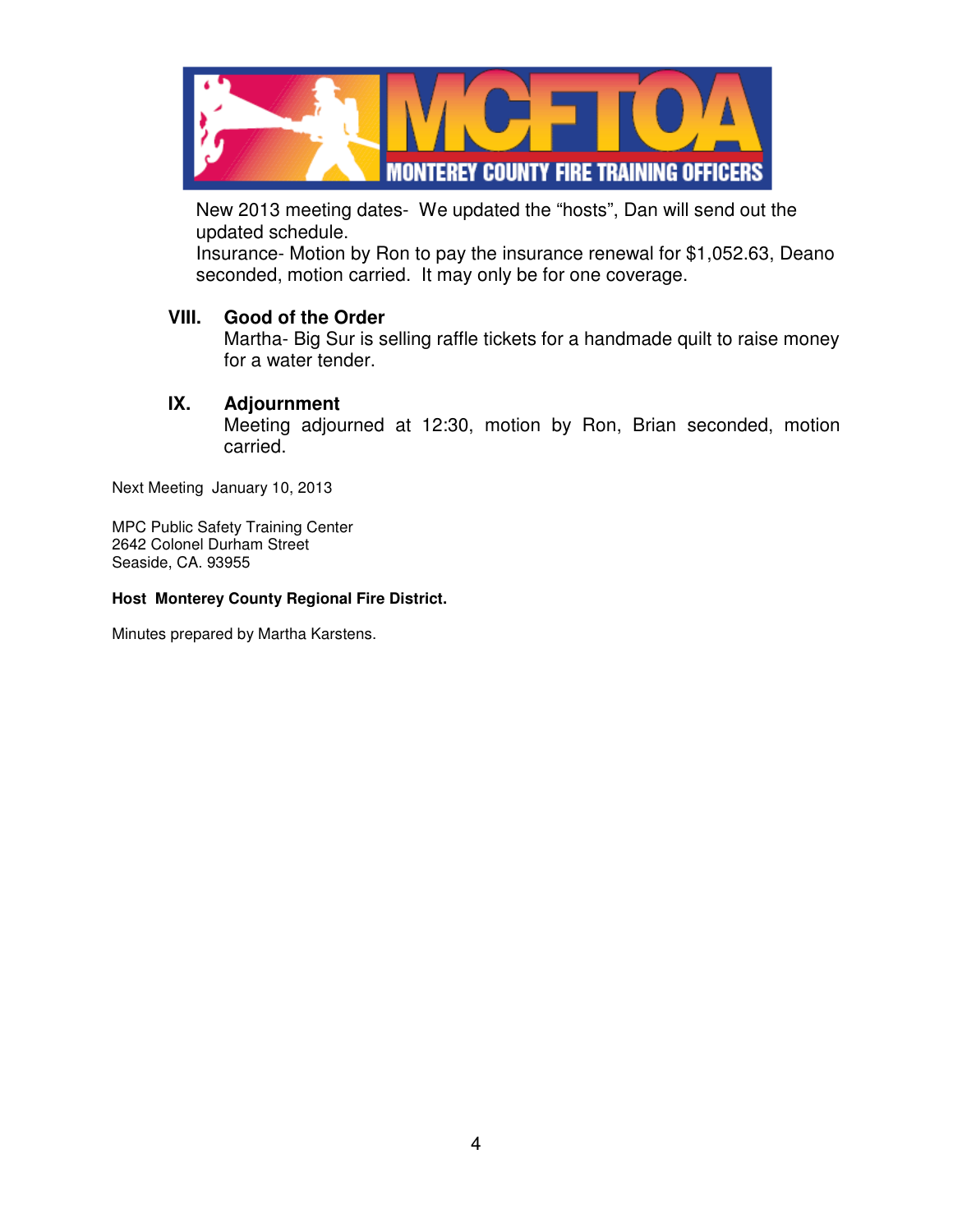New 2013 meeting dates- We updated the "hosts", Dan will send out the updated schedule.
Insurance- Motion by Ron to pay the insurance renewal for $1,052.63, Deano seconded, motion carried. It may only be for one coverage.

## VIII. Good of the Order

Martha- Big Sur is selling raffle tickets for a handmade quilt to raise money for a water tender.

## IX. Adjournment

Meeting adjourned at 12:30, motion by Ron, Brian seconded, motion carried.

Next Meeting January 10, 2013

MPC Public Safety Training Center
2642 Colonel Durham Street
Seaside, CA. 93955

**Host Monterey County Regional Fire District.**

Minutes prepared by Martha Karstens.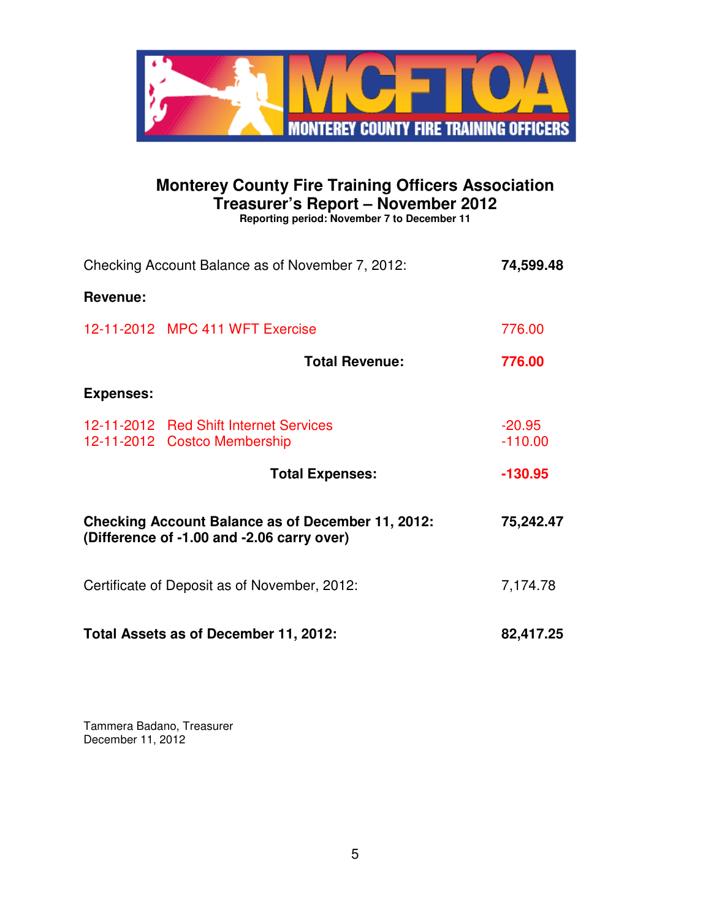MCFTOA

MONTEREY COUNTY FIRE TRAINING OFFICERS

# Monterey County Fire Training Officers Association
## Treasurer's Report – November 2012

**Reporting period: November 7 to December 11**

| | | |
|---|---|---|
| Checking Account Balance as of November 7, 2012: | | **74,599.48** |
| **Revenue:** | | |
| 12-11-2012 | MPC 411 WFT Exercise | 776.00 |
| | **Total Revenue:** | **776.00** |
| **Expenses:** | | |
| 12-11-2012 | Red Shift Internet Services | -20.95 |
| 12-11-2012 | Costco Membership | -110.00 |
| | **Total Expenses:** | **-130.95** |
| **Checking Account Balance as of December 11, 2012: (Difference of -1.00 and -2.06 carry over)** | | **75,242.47** |
| Certificate of Deposit as of November, 2012: | | 7,174.78 |
| **Total Assets as of December 11, 2012:** | | **82,417.25** |

Tammera Badano, Treasurer
December 11, 2012